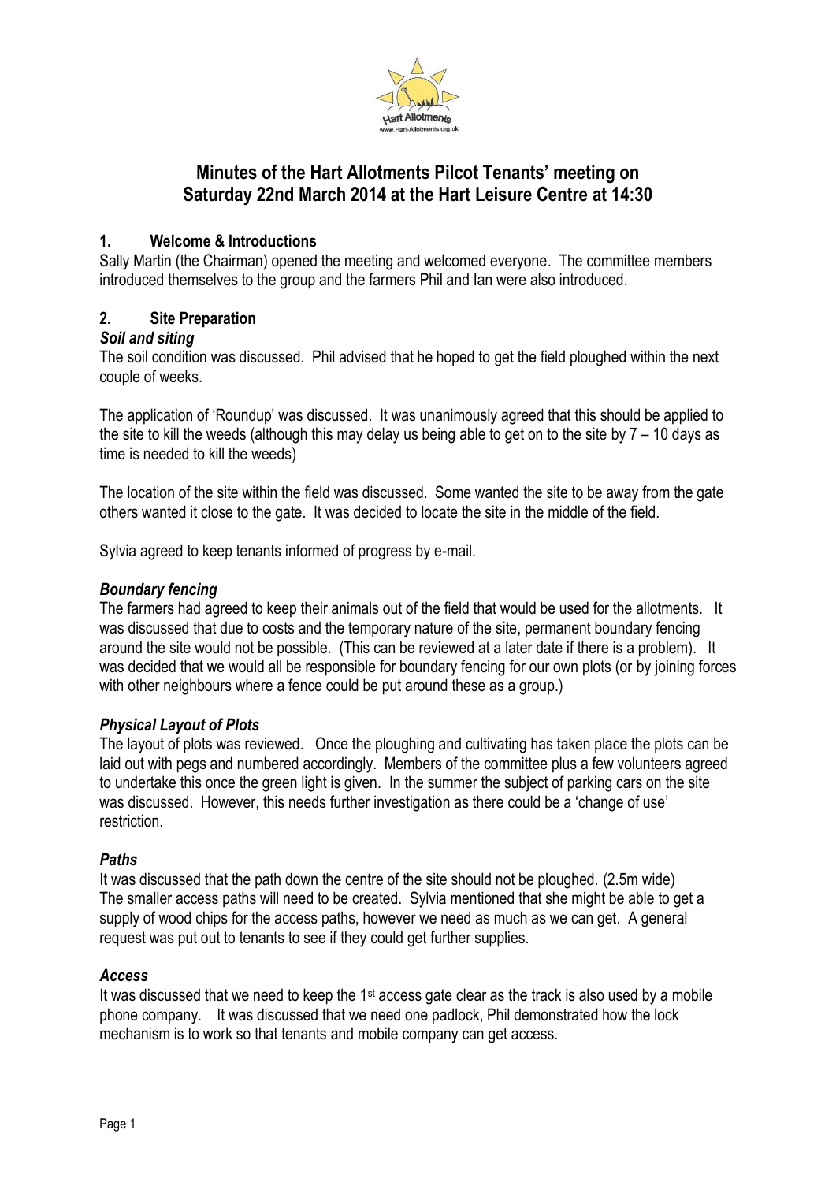# Minutes of the Hart Allotments Pilcot Tenants' meeting on Saturday 22nd March 2014 at the Hart Leisure Centre at 14:30

## 1. Welcome & Introductions

Sally Martin (the Chairman) opened the meeting and welcomed everyone. The committee members introduced themselves to the group and the farmers Phil and Ian were also introduced.

## 2. Site Preparation

### *Soil and siting*

The soil condition was discussed. Phil advised that he hoped to get the field ploughed within the next couple of weeks.

The application of 'Roundup' was discussed. It was unanimously agreed that this should be applied to the site to kill the weeds (although this may delay us being able to get on to the site by 7 – 10 days as time is needed to kill the weeds)

The location of the site within the field was discussed. Some wanted the site to be away from the gate others wanted it close to the gate. It was decided to locate the site in the middle of the field.

Sylvia agreed to keep tenants informed of progress by e-mail.

### *Boundary fencing*

The farmers had agreed to keep their animals out of the field that would be used for the allotments. It was discussed that due to costs and the temporary nature of the site, permanent boundary fencing around the site would not be possible. (This can be reviewed at a later date if there is a problem). It was decided that we would all be responsible for boundary fencing for our own plots (or by joining forces with other neighbours where a fence could be put around these as a group.)

### *Physical Layout of Plots*

The layout of plots was reviewed. Once the ploughing and cultivating has taken place the plots can be laid out with pegs and numbered accordingly. Members of the committee plus a few volunteers agreed to undertake this once the green light is given. In the summer the subject of parking cars on the site was discussed. However, this needs further investigation as there could be a 'change of use' restriction.

### *Paths*

It was discussed that the path down the centre of the site should not be ploughed. (2.5m wide)
The smaller access paths will need to be created. Sylvia mentioned that she might be able to get a supply of wood chips for the access paths, however we need as much as we can get. A general request was put out to tenants to see if they could get further supplies.

### *Access*

It was discussed that we need to keep the 1st access gate clear as the track is also used by a mobile phone company. It was discussed that we need one padlock, Phil demonstrated how the lock mechanism is to work so that tenants and mobile company can get access.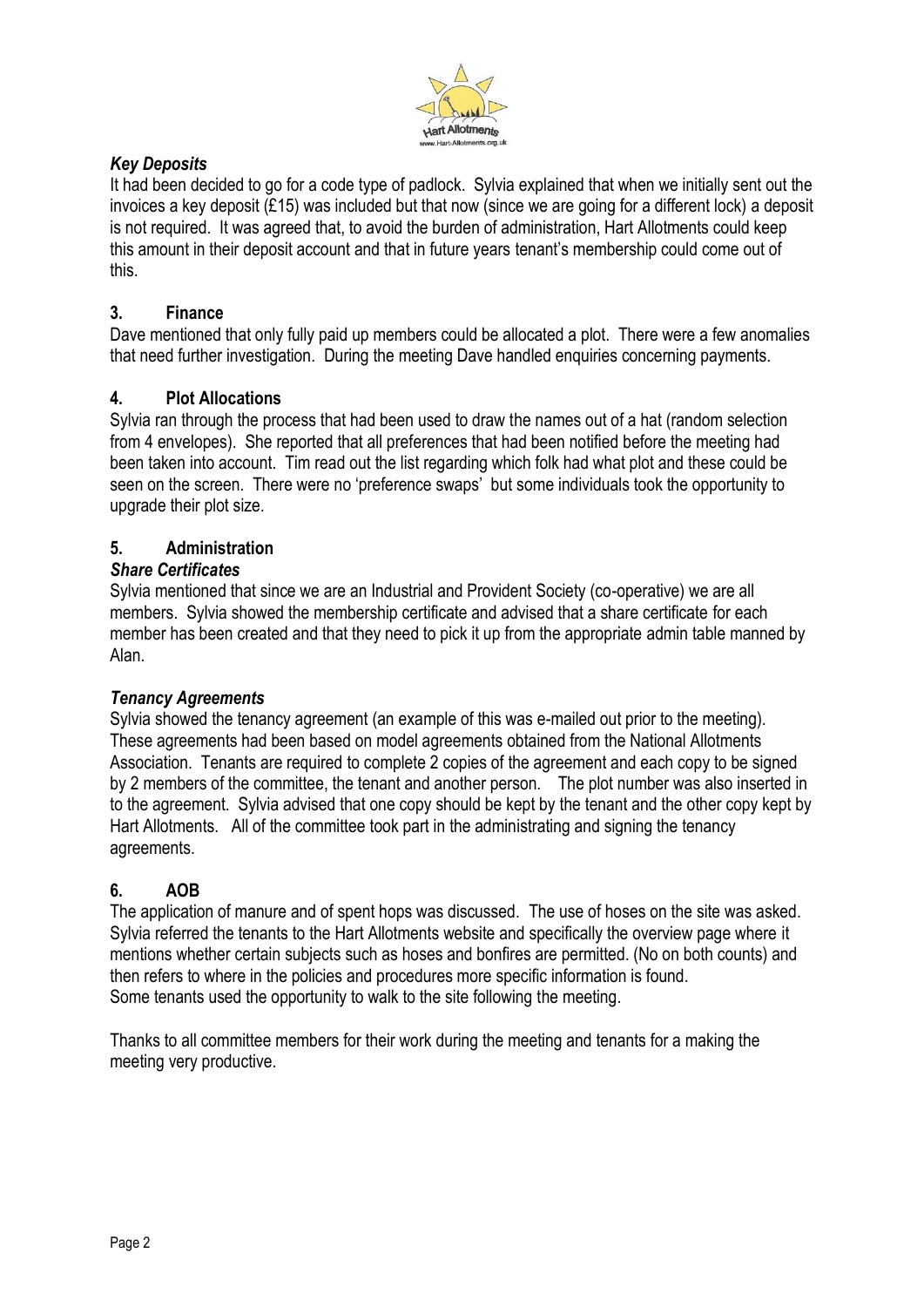### *Key Deposits*

It had been decided to go for a code type of padlock. Sylvia explained that when we initially sent out the invoices a key deposit (£15) was included but that now (since we are going for a different lock) a deposit is not required. It was agreed that, to avoid the burden of administration, Hart Allotments could keep this amount in their deposit account and that in future years tenant's membership could come out of this.

## 3. Finance

Dave mentioned that only fully paid up members could be allocated a plot. There were a few anomalies that need further investigation. During the meeting Dave handled enquiries concerning payments.

## 4. Plot Allocations

Sylvia ran through the process that had been used to draw the names out of a hat (random selection from 4 envelopes). She reported that all preferences that had been notified before the meeting had been taken into account. Tim read out the list regarding which folk had what plot and these could be seen on the screen. There were no 'preference swaps' but some individuals took the opportunity to upgrade their plot size.

## 5. Administration

### *Share Certificates*

Sylvia mentioned that since we are an Industrial and Provident Society (co-operative) we are all members. Sylvia showed the membership certificate and advised that a share certificate for each member has been created and that they need to pick it up from the appropriate admin table manned by Alan.

### *Tenancy Agreements*

Sylvia showed the tenancy agreement (an example of this was e-mailed out prior to the meeting). These agreements had been based on model agreements obtained from the National Allotments Association. Tenants are required to complete 2 copies of the agreement and each copy to be signed by 2 members of the committee, the tenant and another person. The plot number was also inserted in to the agreement. Sylvia advised that one copy should be kept by the tenant and the other copy kept by Hart Allotments. All of the committee took part in the administrating and signing the tenancy agreements.

## 6. AOB

The application of manure and of spent hops was discussed. The use of hoses on the site was asked. Sylvia referred the tenants to the Hart Allotments website and specifically the overview page where it mentions whether certain subjects such as hoses and bonfires are permitted. (No on both counts) and then refers to where in the policies and procedures more specific information is found.
Some tenants used the opportunity to walk to the site following the meeting.

Thanks to all committee members for their work during the meeting and tenants for a making the meeting very productive.